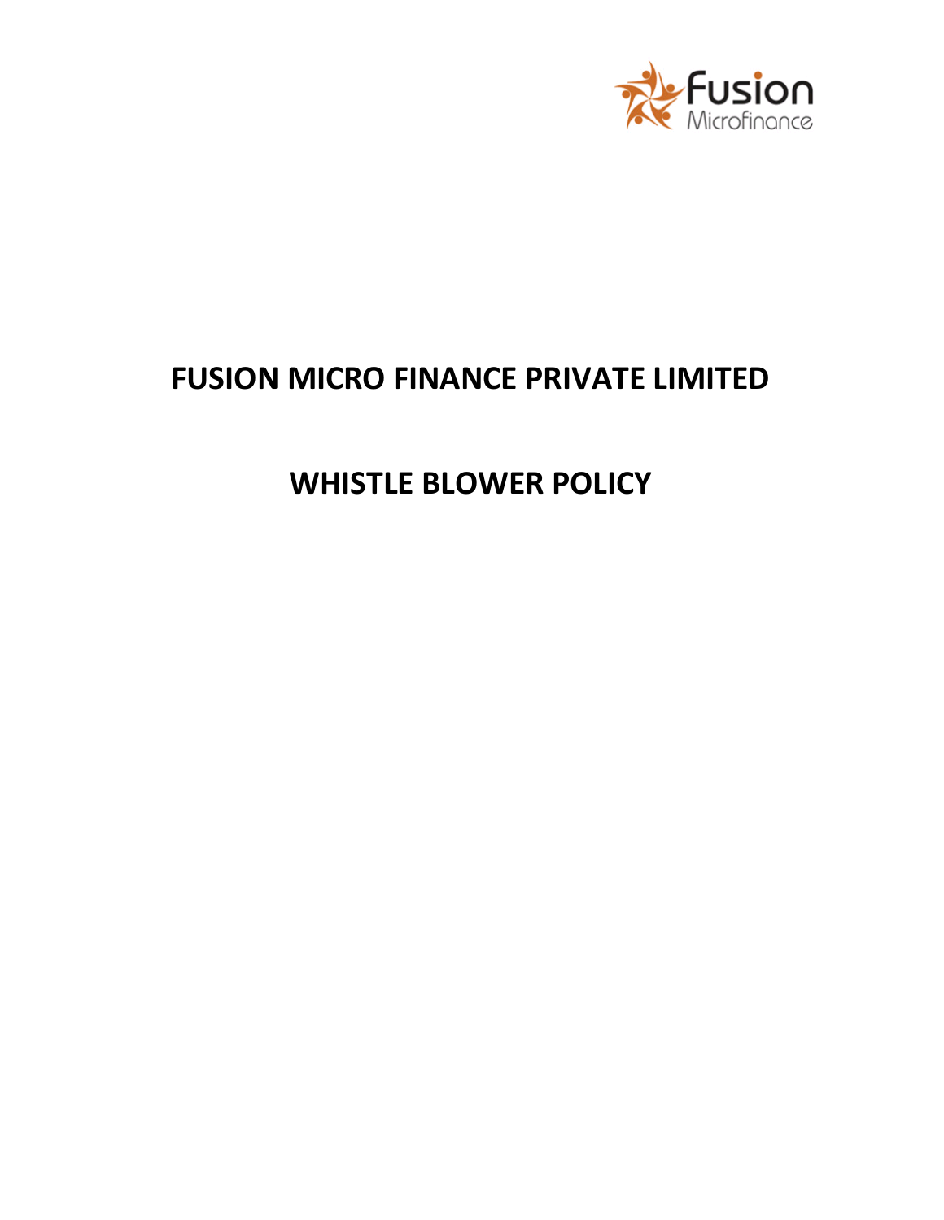# FUSION MICRO FINANCE PRIVATE LIMITED

# WHISTLE BLOWER POLICY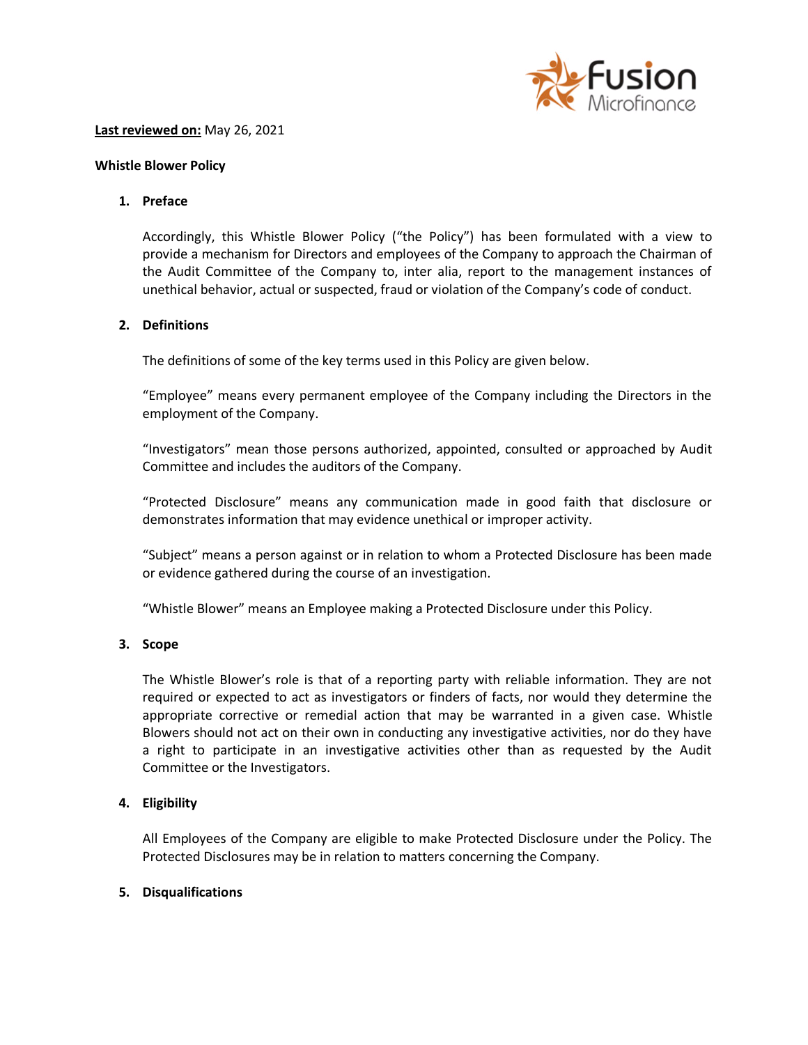**Last reviewed on:** May 26, 2021

**Whistle Blower Policy**

1. **Preface**

   Accordingly, this Whistle Blower Policy ("the Policy") has been formulated with a view to provide a mechanism for Directors and employees of the Company to approach the Chairman of the Audit Committee of the Company to, inter alia, report to the management instances of unethical behavior, actual or suspected, fraud or violation of the Company's code of conduct.

2. **Definitions**

   The definitions of some of the key terms used in this Policy are given below.

   "Employee" means every permanent employee of the Company including the Directors in the employment of the Company.

   "Investigators" mean those persons authorized, appointed, consulted or approached by Audit Committee and includes the auditors of the Company.

   "Protected Disclosure" means any communication made in good faith that disclosure or demonstrates information that may evidence unethical or improper activity.

   "Subject" means a person against or in relation to whom a Protected Disclosure has been made or evidence gathered during the course of an investigation.

   "Whistle Blower" means an Employee making a Protected Disclosure under this Policy.

3. **Scope**

   The Whistle Blower's role is that of a reporting party with reliable information. They are not required or expected to act as investigators or finders of facts, nor would they determine the appropriate corrective or remedial action that may be warranted in a given case. Whistle Blowers should not act on their own in conducting any investigative activities, nor do they have a right to participate in an investigative activities other than as requested by the Audit Committee or the Investigators.

4. **Eligibility**

   All Employees of the Company are eligible to make Protected Disclosure under the Policy. The Protected Disclosures may be in relation to matters concerning the Company.

5. **Disqualifications**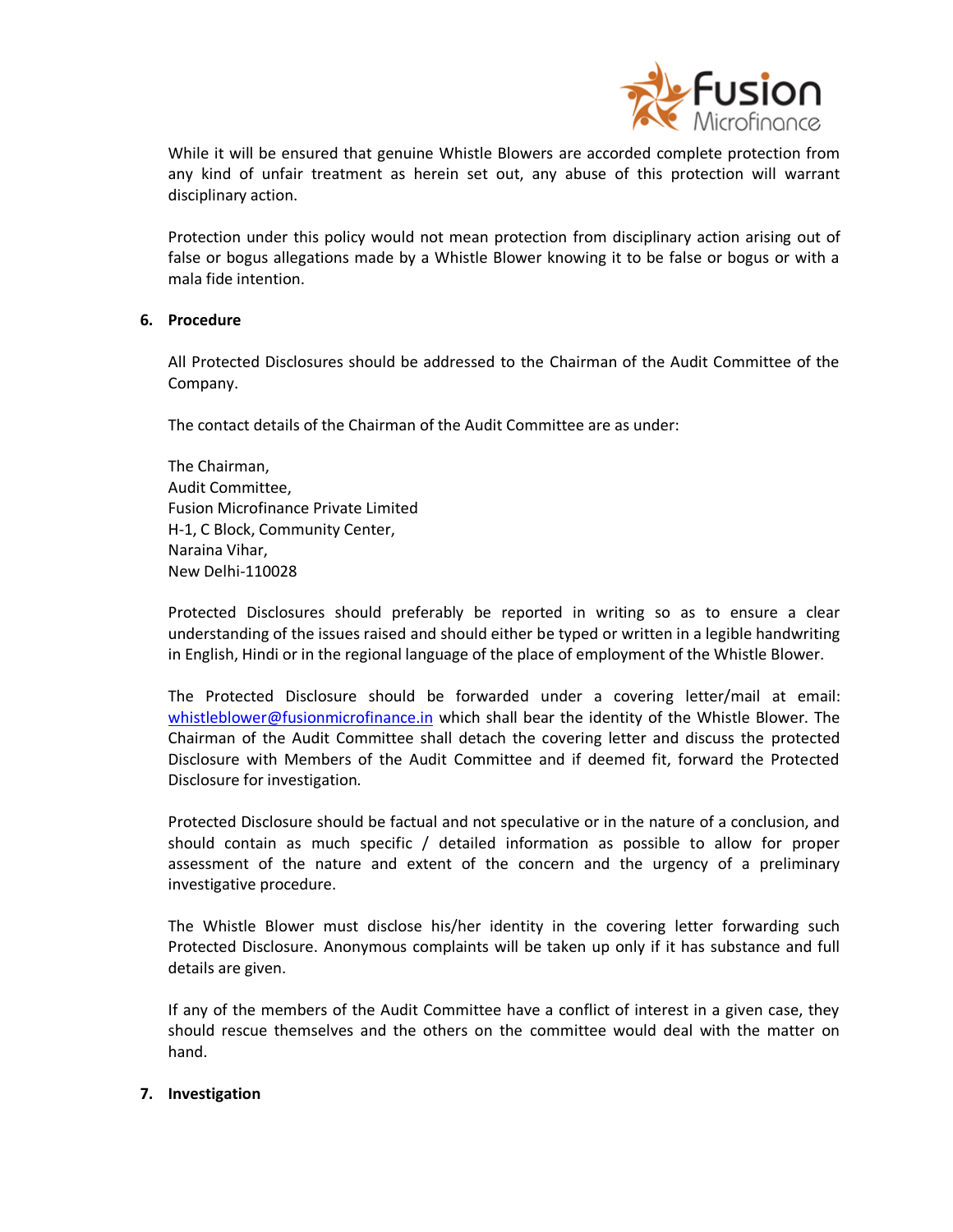While it will be ensured that genuine Whistle Blowers are accorded complete protection from any kind of unfair treatment as herein set out, any abuse of this protection will warrant disciplinary action.

Protection under this policy would not mean protection from disciplinary action arising out of false or bogus allegations made by a Whistle Blower knowing it to be false or bogus or with a mala fide intention.

## 6. Procedure

All Protected Disclosures should be addressed to the Chairman of the Audit Committee of the Company.

The contact details of the Chairman of the Audit Committee are as under:

The Chairman,  
Audit Committee,  
Fusion Microfinance Private Limited  
H-1, C Block, Community Center,  
Naraina Vihar,  
New Delhi-110028

Protected Disclosures should preferably be reported in writing so as to ensure a clear understanding of the issues raised and should either be typed or written in a legible handwriting in English, Hindi or in the regional language of the place of employment of the Whistle Blower.

The Protected Disclosure should be forwarded under a covering letter/mail at email: whistleblower@fusionmicrofinance.in which shall bear the identity of the Whistle Blower. The Chairman of the Audit Committee shall detach the covering letter and discuss the protected Disclosure with Members of the Audit Committee and if deemed fit, forward the Protected Disclosure for investigation.

Protected Disclosure should be factual and not speculative or in the nature of a conclusion, and should contain as much specific / detailed information as possible to allow for proper assessment of the nature and extent of the concern and the urgency of a preliminary investigative procedure.

The Whistle Blower must disclose his/her identity in the covering letter forwarding such Protected Disclosure. Anonymous complaints will be taken up only if it has substance and full details are given.

If any of the members of the Audit Committee have a conflict of interest in a given case, they should rescue themselves and the others on the committee would deal with the matter on hand.

## 7. Investigation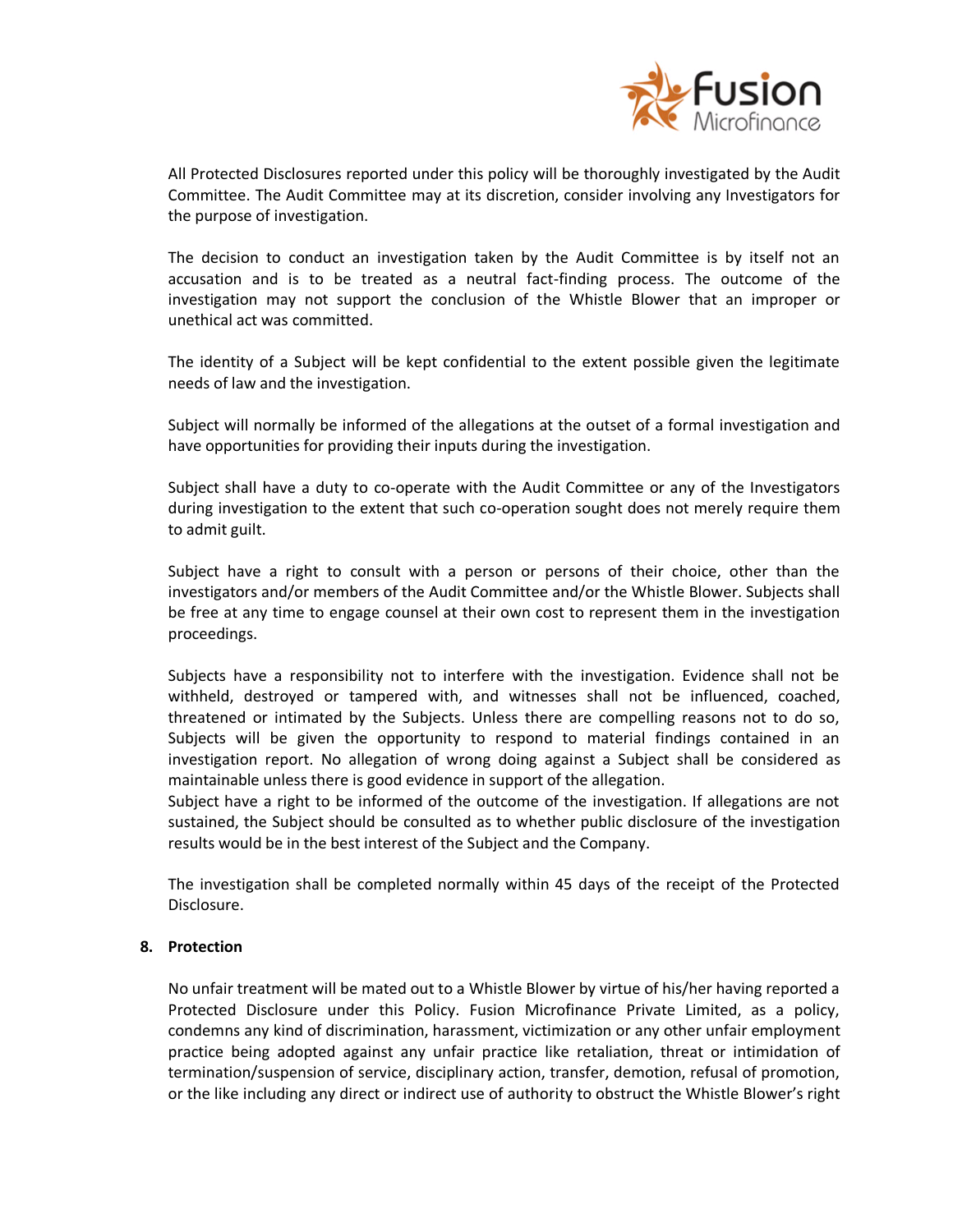All Protected Disclosures reported under this policy will be thoroughly investigated by the Audit Committee. The Audit Committee may at its discretion, consider involving any Investigators for the purpose of investigation.

The decision to conduct an investigation taken by the Audit Committee is by itself not an accusation and is to be treated as a neutral fact-finding process. The outcome of the investigation may not support the conclusion of the Whistle Blower that an improper or unethical act was committed.

The identity of a Subject will be kept confidential to the extent possible given the legitimate needs of law and the investigation.

Subject will normally be informed of the allegations at the outset of a formal investigation and have opportunities for providing their inputs during the investigation.

Subject shall have a duty to co-operate with the Audit Committee or any of the Investigators during investigation to the extent that such co-operation sought does not merely require them to admit guilt.

Subject have a right to consult with a person or persons of their choice, other than the investigators and/or members of the Audit Committee and/or the Whistle Blower. Subjects shall be free at any time to engage counsel at their own cost to represent them in the investigation proceedings.

Subjects have a responsibility not to interfere with the investigation. Evidence shall not be withheld, destroyed or tampered with, and witnesses shall not be influenced, coached, threatened or intimated by the Subjects. Unless there are compelling reasons not to do so, Subjects will be given the opportunity to respond to material findings contained in an investigation report. No allegation of wrong doing against a Subject shall be considered as maintainable unless there is good evidence in support of the allegation.
Subject have a right to be informed of the outcome of the investigation. If allegations are not sustained, the Subject should be consulted as to whether public disclosure of the investigation results would be in the best interest of the Subject and the Company.

The investigation shall be completed normally within 45 days of the receipt of the Protected Disclosure.

## 8. Protection

No unfair treatment will be mated out to a Whistle Blower by virtue of his/her having reported a Protected Disclosure under this Policy. Fusion Microfinance Private Limited, as a policy, condemns any kind of discrimination, harassment, victimization or any other unfair employment practice being adopted against any unfair practice like retaliation, threat or intimidation of termination/suspension of service, disciplinary action, transfer, demotion, refusal of promotion, or the like including any direct or indirect use of authority to obstruct the Whistle Blower's right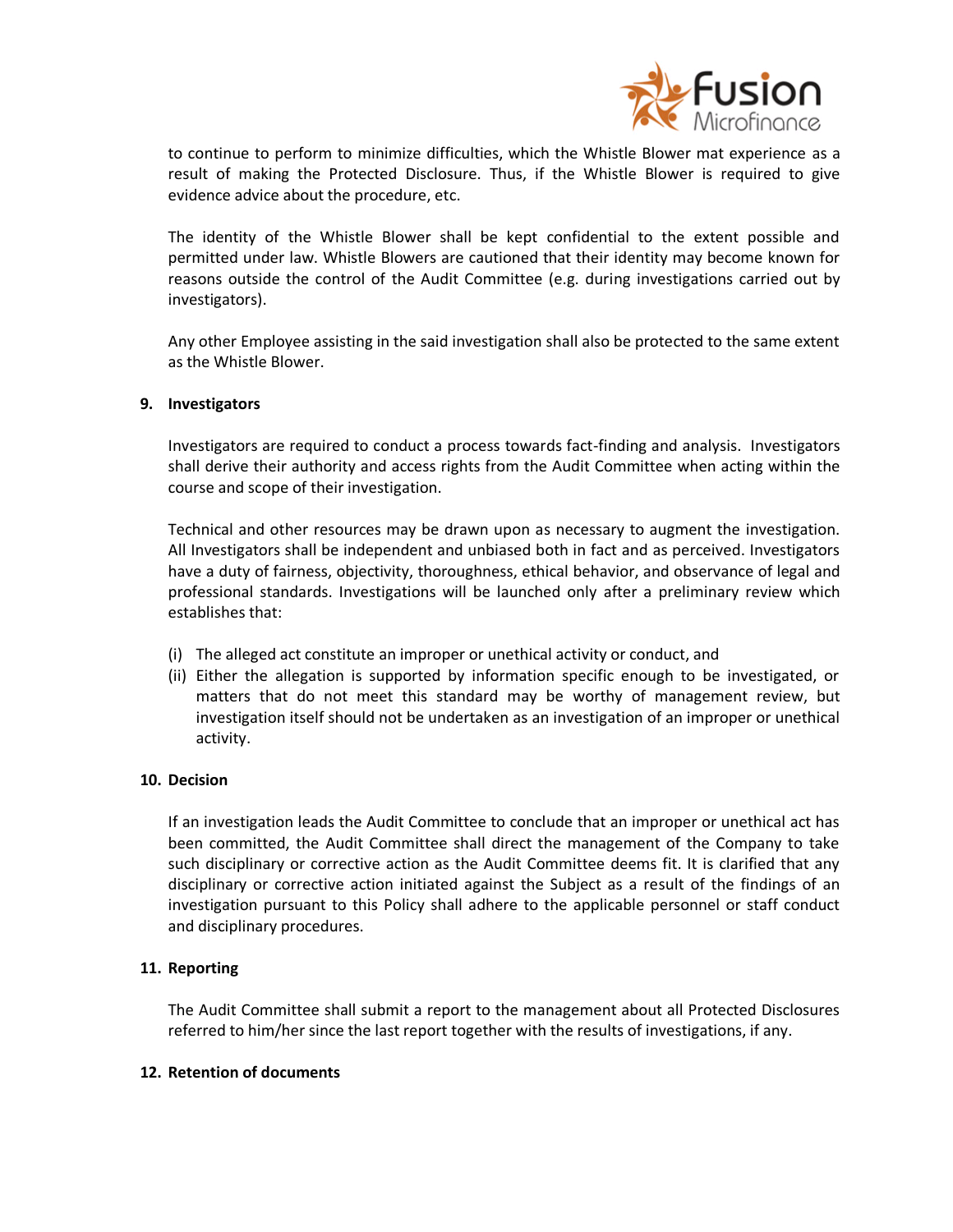to continue to perform to minimize difficulties, which the Whistle Blower mat experience as a result of making the Protected Disclosure. Thus, if the Whistle Blower is required to give evidence advice about the procedure, etc.

The identity of the Whistle Blower shall be kept confidential to the extent possible and permitted under law. Whistle Blowers are cautioned that their identity may become known for reasons outside the control of the Audit Committee (e.g. during investigations carried out by investigators).

Any other Employee assisting in the said investigation shall also be protected to the same extent as the Whistle Blower.

## 9. Investigators

Investigators are required to conduct a process towards fact-finding and analysis. Investigators shall derive their authority and access rights from the Audit Committee when acting within the course and scope of their investigation.

Technical and other resources may be drawn upon as necessary to augment the investigation. All Investigators shall be independent and unbiased both in fact and as perceived. Investigators have a duty of fairness, objectivity, thoroughness, ethical behavior, and observance of legal and professional standards. Investigations will be launched only after a preliminary review which establishes that:

(i) The alleged act constitute an improper or unethical activity or conduct, and
(ii) Either the allegation is supported by information specific enough to be investigated, or matters that do not meet this standard may be worthy of management review, but investigation itself should not be undertaken as an investigation of an improper or unethical activity.

## 10. Decision

If an investigation leads the Audit Committee to conclude that an improper or unethical act has been committed, the Audit Committee shall direct the management of the Company to take such disciplinary or corrective action as the Audit Committee deems fit. It is clarified that any disciplinary or corrective action initiated against the Subject as a result of the findings of an investigation pursuant to this Policy shall adhere to the applicable personnel or staff conduct and disciplinary procedures.

## 11. Reporting

The Audit Committee shall submit a report to the management about all Protected Disclosures referred to him/her since the last report together with the results of investigations, if any.

## 12. Retention of documents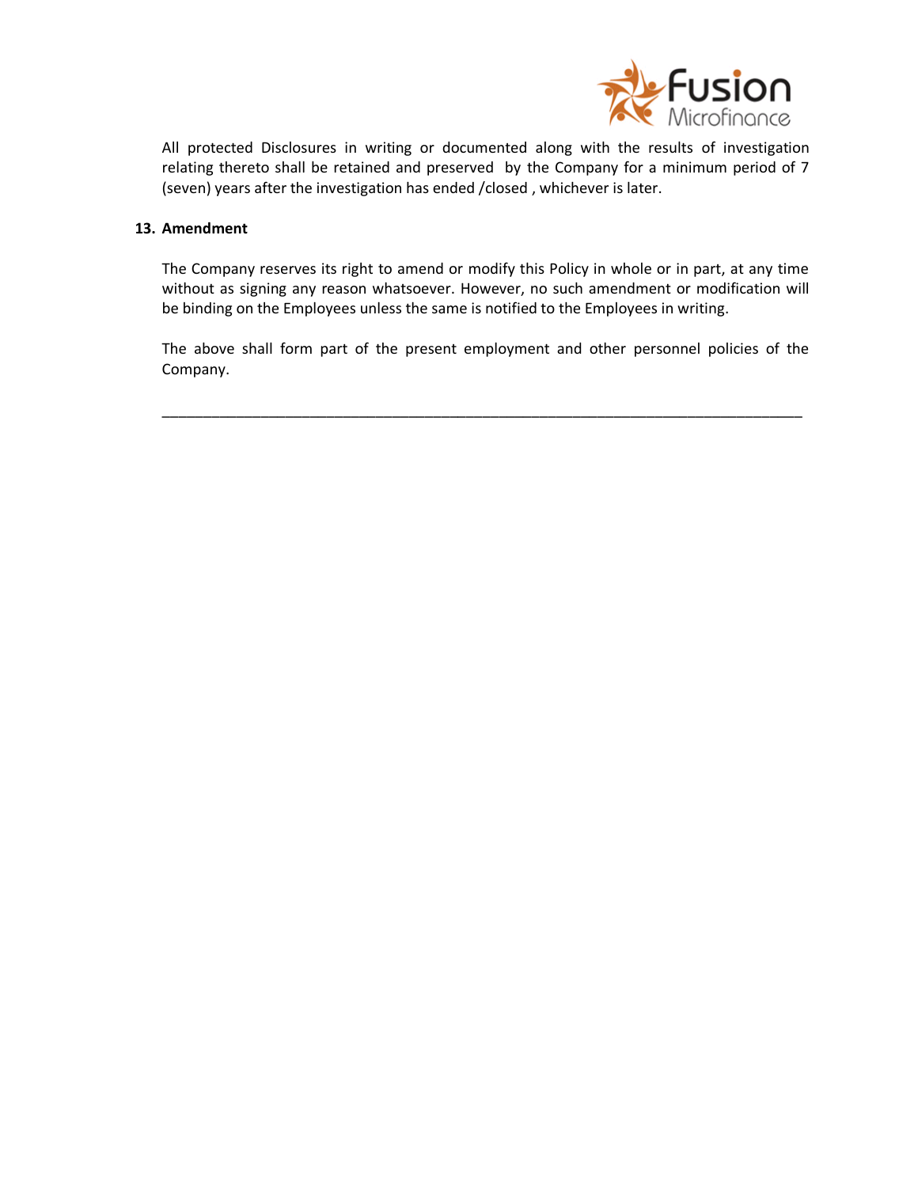All protected Disclosures in writing or documented along with the results of investigation relating thereto shall be retained and preserved by the Company for a minimum period of 7 (seven) years after the investigation has ended /closed , whichever is later.

**13. Amendment**

The Company reserves its right to amend or modify this Policy in whole or in part, at any time without as signing any reason whatsoever. However, no such amendment or modification will be binding on the Employees unless the same is notified to the Employees in writing.

The above shall form part of the present employment and other personnel policies of the Company.

---